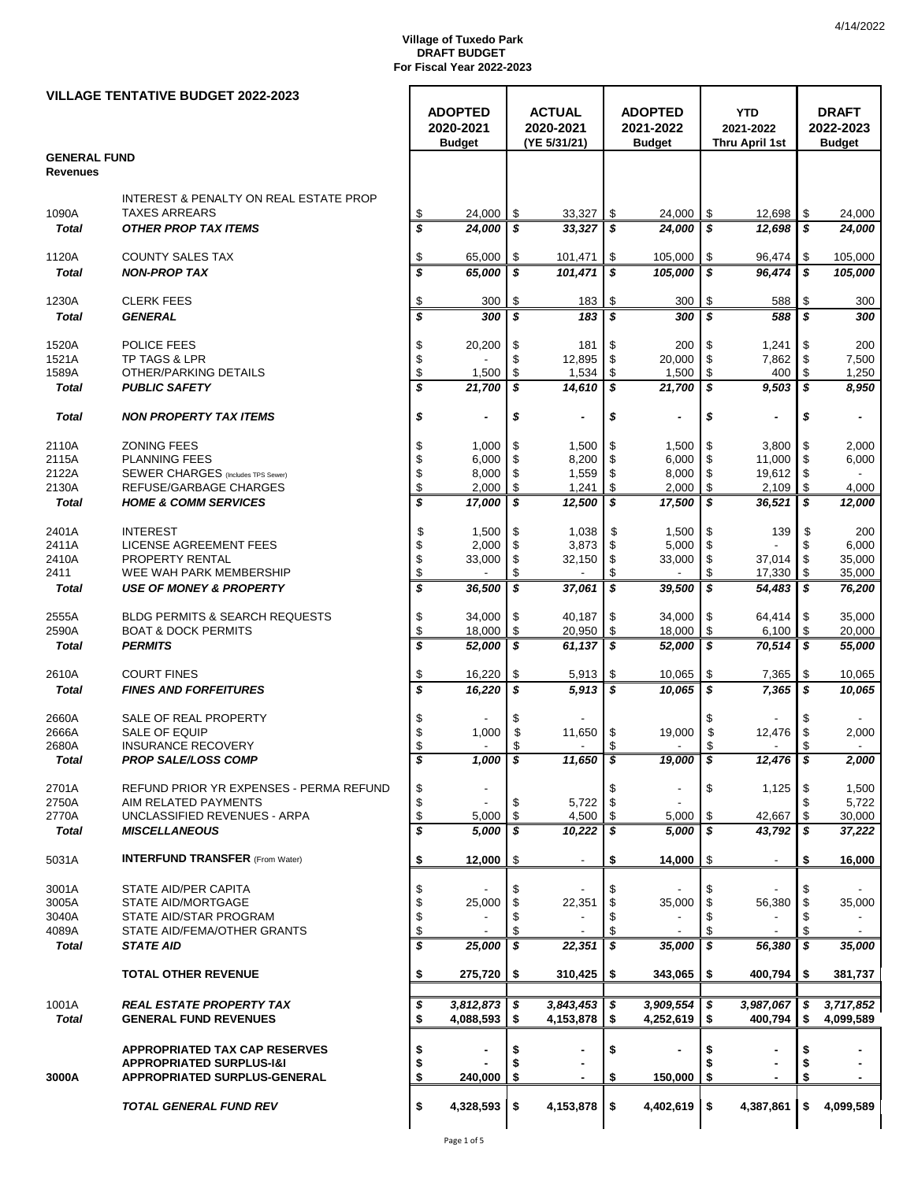4/14/2022

**Village of Tuxedo Park**
**DRAFT BUDGET**
**For Fiscal Year 2022-2023**

## VILLAGE TENTATIVE BUDGET 2022-2023

| | | ADOPTED 2020-2021 Budget | ACTUAL 2020-2021 (YE 5/31/21) | ADOPTED 2021-2022 Budget | YTD 2021-2022 Thru April 1st | DRAFT 2022-2023 Budget |
|---|---|---|---|---|---|---|
| **GENERAL FUND** | | | | | | |
| **Revenues** | | | | | | |
| 1090A | INTEREST & PENALTY ON REAL ESTATE PROP TAXES ARREARS | $ 24,000 | $ 33,327 | $ 24,000 | $ 12,698 | $ 24,000 |
| ***Total*** | ***OTHER PROP TAX ITEMS*** | ***$ 24,000*** | ***$ 33,327*** | ***$ 24,000*** | ***$ 12,698*** | ***$ 24,000*** |
| 1120A | COUNTY SALES TAX | $ 65,000 | $ 101,471 | $ 105,000 | $ 96,474 | $ 105,000 |
| ***Total*** | ***NON-PROP TAX*** | ***$ 65,000*** | ***$ 101,471*** | ***$ 105,000*** | ***$ 96,474*** | ***$ 105,000*** |
| 1230A | CLERK FEES | $ 300 | $ 183 | $ 300 | $ 588 | $ 300 |
| ***Total*** | ***GENERAL*** | ***$ 300*** | ***$ 183*** | ***$ 300*** | ***$ 588*** | ***$ 300*** |
| 1520A | POLICE FEES | $ 20,200 | $ 181 | $ 200 | $ 1,241 | $ 200 |
| 1521A | TP TAGS & LPR | $ - | $ 12,895 | $ 20,000 | $ 7,862 | $ 7,500 |
| 1589A | OTHER/PARKING DETAILS | $ 1,500 | $ 1,534 | $ 1,500 | $ 400 | $ 1,250 |
| ***Total*** | ***PUBLIC SAFETY*** | ***$ 21,700*** | ***$ 14,610*** | ***$ 21,700*** | ***$ 9,503*** | ***$ 8,950*** |
| ***Total*** | ***NON PROPERTY TAX ITEMS*** | ***$ -*** | ***$ -*** | ***$ -*** | ***$ -*** | ***$ -*** |
| 2110A | ZONING FEES | $ 1,000 | $ 1,500 | $ 1,500 | $ 3,800 | $ 2,000 |
| 2115A | PLANNING FEES | $ 6,000 | $ 8,200 | $ 6,000 | $ 11,000 | $ 6,000 |
| 2122A | SEWER CHARGES (Includes TPS Sewer) | $ 8,000 | $ 1,559 | $ 8,000 | $ 19,612 | $ - |
| 2130A | REFUSE/GARBAGE CHARGES | $ 2,000 | $ 1,241 | $ 2,000 | $ 2,109 | $ 4,000 |
| ***Total*** | ***HOME & COMM SERVICES*** | ***$ 17,000*** | ***$ 12,500*** | ***$ 17,500*** | ***$ 36,521*** | ***$ 12,000*** |
| 2401A | INTEREST | $ 1,500 | $ 1,038 | $ 1,500 | $ 139 | $ 200 |
| 2411A | LICENSE AGREEMENT FEES | $ 2,000 | $ 3,873 | $ 5,000 | $ - | $ 6,000 |
| 2410A | PROPERTY RENTAL | $ 33,000 | $ 32,150 | $ 33,000 | $ 37,014 | $ 35,000 |
| 2411 | WEE WAH PARK MEMBERSHIP | $ - | $ - | $ - | $ 17,330 | $ 35,000 |
| ***Total*** | ***USE OF MONEY & PROPERTY*** | ***$ 36,500*** | ***$ 37,061*** | ***$ 39,500*** | ***$ 54,483*** | ***$ 76,200*** |
| 2555A | BLDG PERMITS & SEARCH REQUESTS | $ 34,000 | $ 40,187 | $ 34,000 | $ 64,414 | $ 35,000 |
| 2590A | BOAT & DOCK PERMITS | $ 18,000 | $ 20,950 | $ 18,000 | $ 6,100 | $ 20,000 |
| ***Total*** | ***PERMITS*** | ***$ 52,000*** | ***$ 61,137*** | ***$ 52,000*** | ***$ 70,514*** | ***$ 55,000*** |
| 2610A | COURT FINES | $ 16,220 | $ 5,913 | $ 10,065 | $ 7,365 | $ 10,065 |
| ***Total*** | ***FINES AND FORFEITURES*** | ***$ 16,220*** | ***$ 5,913*** | ***$ 10,065*** | ***$ 7,365*** | ***$ 10,065*** |
| 2660A | SALE OF REAL PROPERTY | $ - | $ - | | $ - | $ - |
| 2666A | SALE OF EQUIP | $ 1,000 | $ 11,650 | $ 19,000 | $ 12,476 | $ 2,000 |
| 2680A | INSURANCE RECOVERY | $ - | $ - | $ - | $ - | $ - |
| ***Total*** | ***PROP SALE/LOSS COMP*** | ***$ 1,000*** | ***$ 11,650*** | ***$ 19,000*** | ***$ 12,476*** | ***$ 2,000*** |
| 2701A | REFUND PRIOR YR EXPENSES - PERMA REFUND | $ - | | $ - | $ 1,125 | $ 1,500 |
| 2750A | AIM RELATED PAYMENTS | $ - | $ 5,722 | $ - | | $ 5,722 |
| 2770A | UNCLASSIFIED REVENUES - ARPA | $ 5,000 | $ 4,500 | $ 5,000 | $ 42,667 | $ 30,000 |
| ***Total*** | ***MISCELLANEOUS*** | ***$ 5,000*** | ***$ 10,222*** | ***$ 5,000*** | ***$ 43,792*** | ***$ 37,222*** |
| 5031A | **INTERFUND TRANSFER** (From Water) | **$ 12,000** | $ - | **$ 14,000** | $ - | **$ 16,000** |
| 3001A | STATE AID/PER CAPITA | $ - | $ - | $ - | $ - | $ - |
| 3005A | STATE AID/MORTGAGE | $ 25,000 | $ 22,351 | $ 35,000 | $ 56,380 | $ 35,000 |
| 3040A | STATE AID/STAR PROGRAM | $ - | $ - | $ - | $ - | $ - |
| 4089A | STATE AID/FEMA/OTHER GRANTS | $ - | $ - | $ - | $ - | $ - |
| ***Total*** | ***STATE AID*** | ***$ 25,000*** | ***$ 22,351*** | ***$ 35,000*** | ***$ 56,380*** | ***$ 35,000*** |
| | **TOTAL OTHER REVENUE** | **$ 275,720** | **$ 310,425** | **$ 343,065** | **$ 400,794** | **$ 381,737** |
| 1001A | ***REAL ESTATE PROPERTY TAX*** | ***$ 3,812,873*** | ***$ 3,843,453*** | ***$ 3,909,554*** | ***$ 3,987,067*** | ***$ 3,717,852*** |
| ***Total*** | **GENERAL FUND REVENUES** | **$ 4,088,593** | **$ 4,153,878** | **$ 4,252,619** | **$ 400,794** | **$ 4,099,589** |
| | **APPROPRIATED TAX CAP RESERVES** | **$ -** | **$ -** | **$ -** | **$ -** | **$ -** |
| | **APPROPRIATED SURPLUS-I&I** | **$ -** | **$ -** | | **$ -** | **$ -** |
| 3000A | **APPROPRIATED SURPLUS-GENERAL** | **$ 240,000** | **$ -** | **$ 150,000** | **$ -** | **$ -** |
| | ***TOTAL GENERAL FUND REV*** | **$ 4,328,593** | **$ 4,153,878** | **$ 4,402,619** | **$ 4,387,861** | **$ 4,099,589** |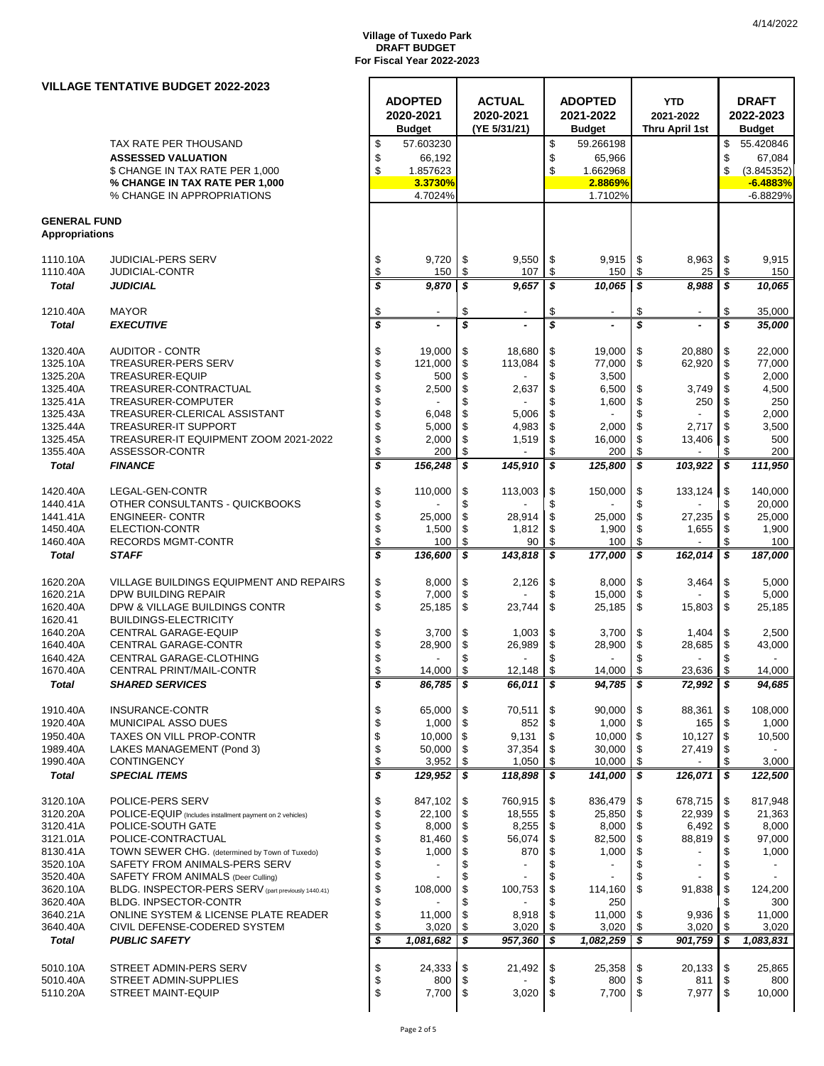4/14/2022

**Village of Tuxedo Park**
**DRAFT BUDGET**
**For Fiscal Year 2022-2023**

## VILLAGE TENTATIVE BUDGET 2022-2023

| | | ADOPTED 2020-2021 Budget | ACTUAL 2020-2021 (YE 5/31/21) | ADOPTED 2021-2022 Budget | YTD 2021-2022 Thru April 1st | DRAFT 2022-2023 Budget |
|---|---|---|---|---|---|---|
| | TAX RATE PER THOUSAND | $ 57.603230 | | $ 59.266198 | | $ 55.420846 |
| | **ASSESSED VALUATION** | $ 66,192 | | $ 65,966 | | $ 67,084 |
| | $ CHANGE IN TAX RATE PER 1,000 | $ 1.857623 | | $ 1.662968 | | $ (3.845352) |
| | **% CHANGE IN TAX RATE PER 1,000** | **3.3730%** | | **2.8869%** | | **-6.4883%** |
| | % CHANGE IN APPROPRIATIONS | 4.7024% | | 1.7102% | | -6.8829% |
| **GENERAL FUND** | | | | | | |
| **Appropriations** | | | | | | |
| 1110.10A | JUDICIAL-PERS SERV | $ 9,720 | $ 9,550 | $ 9,915 | $ 8,963 | $ 9,915 |
| 1110.40A | JUDICIAL-CONTR | $ 150 | $ 107 | $ 150 | $ 25 | $ 150 |
| ***Total*** | ***JUDICIAL*** | ***$ 9,870*** | ***$ 9,657*** | ***$ 10,065*** | ***$ 8,988*** | ***$ 10,065*** |
| 1210.40A | MAYOR | $ - | $ - | $ - | $ - | $ 35,000 |
| ***Total*** | ***EXECUTIVE*** | ***$ -*** | ***$ -*** | ***$ -*** | ***$ -*** | ***$ 35,000*** |
| 1320.40A | AUDITOR - CONTR | $ 19,000 | $ 18,680 | $ 19,000 | $ 20,880 | $ 22,000 |
| 1325.10A | TREASURER-PERS SERV | $ 121,000 | $ 113,084 | $ 77,000 | $ 62,920 | $ 77,000 |
| 1325.20A | TREASURER-EQUIP | $ 500 | $ - | $ 3,500 | | $ 2,000 |
| 1325.40A | TREASURER-CONTRACTUAL | $ 2,500 | $ 2,637 | $ 6,500 | $ 3,749 | $ 4,500 |
| 1325.41A | TREASURER-COMPUTER | $ - | $ - | $ 1,600 | $ 250 | $ 250 |
| 1325.43A | TREASURER-CLERICAL ASSISTANT | $ 6,048 | $ 5,006 | $ - | $ - | $ 2,000 |
| 1325.44A | TREASURER-IT SUPPORT | $ 5,000 | $ 4,983 | $ 2,000 | $ 2,717 | $ 3,500 |
| 1325.45A | TREASURER-IT EQUIPMENT ZOOM 2021-2022 | $ 2,000 | $ 1,519 | $ 16,000 | $ 13,406 | $ 500 |
| 1355.40A | ASSESSOR-CONTR | $ 200 | $ - | $ 200 | $ - | $ 200 |
| ***Total*** | ***FINANCE*** | ***$ 156,248*** | ***$ 145,910*** | ***$ 125,800*** | ***$ 103,922*** | ***$ 111,950*** |
| 1420.40A | LEGAL-GEN-CONTR | $ 110,000 | $ 113,003 | $ 150,000 | $ 133,124 | $ 140,000 |
| 1440.41A | OTHER CONSULTANTS - QUICKBOOKS | $ - | $ - | $ - | $ - | $ 20,000 |
| 1441.41A | ENGINEER- CONTR | $ 25,000 | $ 28,914 | $ 25,000 | $ 27,235 | $ 25,000 |
| 1450.40A | ELECTION-CONTR | $ 1,500 | $ 1,812 | $ 1,900 | $ 1,655 | $ 1,900 |
| 1460.40A | RECORDS MGMT-CONTR | $ 100 | $ 90 | $ 100 | $ - | $ 100 |
| ***Total*** | ***STAFF*** | ***$ 136,600*** | ***$ 143,818*** | ***$ 177,000*** | ***$ 162,014*** | ***$ 187,000*** |
| 1620.20A | VILLAGE BUILDINGS EQUIPMENT AND REPAIRS | $ 8,000 | $ 2,126 | $ 8,000 | $ 3,464 | $ 5,000 |
| 1620.21A | DPW BUILDING REPAIR | $ 7,000 | $ - | $ 15,000 | $ - | $ 5,000 |
| 1620.40A | DPW & VILLAGE BUILDINGS CONTR | $ 25,185 | $ 23,744 | $ 25,185 | $ 15,803 | $ 25,185 |
| 1620.41 | BUILDINGS-ELECTRICITY | | | | | |
| 1640.20A | CENTRAL GARAGE-EQUIP | $ 3,700 | $ 1,003 | $ 3,700 | $ 1,404 | $ 2,500 |
| 1640.40A | CENTRAL GARAGE-CONTR | $ 28,900 | $ 26,989 | $ 28,900 | $ 28,685 | $ 43,000 |
| 1640.42A | CENTRAL GARAGE-CLOTHING | $ - | $ - | $ - | $ - | $ - |
| 1670.40A | CENTRAL PRINT/MAIL-CONTR | $ 14,000 | $ 12,148 | $ 14,000 | $ 23,636 | $ 14,000 |
| ***Total*** | ***SHARED SERVICES*** | ***$ 86,785*** | ***$ 66,011*** | ***$ 94,785*** | ***$ 72,992*** | ***$ 94,685*** |
| 1910.40A | INSURANCE-CONTR | $ 65,000 | $ 70,511 | $ 90,000 | $ 88,361 | $ 108,000 |
| 1920.40A | MUNICIPAL ASSO DUES | $ 1,000 | $ 852 | $ 1,000 | $ 165 | $ 1,000 |
| 1950.40A | TAXES ON VILL PROP-CONTR | $ 10,000 | $ 9,131 | $ 10,000 | $ 10,127 | $ 10,500 |
| 1989.40A | LAKES MANAGEMENT (Pond 3) | $ 50,000 | $ 37,354 | $ 30,000 | $ 27,419 | $ - |
| 1990.40A | CONTINGENCY | $ 3,952 | $ 1,050 | $ 10,000 | $ - | $ 3,000 |
| ***Total*** | ***SPECIAL ITEMS*** | ***$ 129,952*** | ***$ 118,898*** | ***$ 141,000*** | ***$ 126,071*** | ***$ 122,500*** |
| 3120.10A | POLICE-PERS SERV | $ 847,102 | $ 760,915 | $ 836,479 | $ 678,715 | $ 817,948 |
| 3120.20A | POLICE-EQUIP (Includes installment payment on 2 vehicles) | $ 22,100 | $ 18,555 | $ 25,850 | $ 22,939 | $ 21,363 |
| 3120.41A | POLICE-SOUTH GATE | $ 8,000 | $ 8,255 | $ 8,000 | $ 6,492 | $ 8,000 |
| 3121.01A | POLICE-CONTRACTUAL | $ 81,460 | $ 56,074 | $ 82,500 | $ 88,819 | $ 97,000 |
| 8130.41A | TOWN SEWER CHG. (determined by Town of Tuxedo) | $ 1,000 | $ 870 | $ 1,000 | $ - | $ 1,000 |
| 3520.10A | SAFETY FROM ANIMALS-PERS SERV | $ - | $ - | $ - | $ - | $ - |
| 3520.40A | SAFETY FROM ANIMALS (Deer Culling) | $ - | $ - | $ - | $ - | $ - |
| 3620.10A | BLDG. INSPECTOR-PERS SERV (part previously 1440.41) | $ 108,000 | $ 100,753 | $ 114,160 | $ 91,838 | $ 124,200 |
| 3620.40A | BLDG. INPSECTOR-CONTR | $ - | $ - | $ 250 | | $ 300 |
| 3640.21A | ONLINE SYSTEM & LICENSE PLATE READER | $ 11,000 | $ 8,918 | $ 11,000 | $ 9,936 | $ 11,000 |
| 3640.40A | CIVIL DEFENSE-CODERED SYSTEM | $ 3,020 | $ 3,020 | $ 3,020 | $ 3,020 | $ 3,020 |
| ***Total*** | ***PUBLIC SAFETY*** | ***$ 1,081,682*** | ***$ 957,360*** | ***$ 1,082,259*** | ***$ 901,759*** | ***$ 1,083,831*** |
| 5010.10A | STREET ADMIN-PERS SERV | $ 24,333 | $ 21,492 | $ 25,358 | $ 20,133 | $ 25,865 |
| 5010.40A | STREET ADMIN-SUPPLIES | $ 800 | $ - | $ 800 | $ 811 | $ 800 |
| 5110.20A | STREET MAINT-EQUIP | $ 7,700 | $ 3,020 | $ 7,700 | $ 7,977 | $ 10,000 |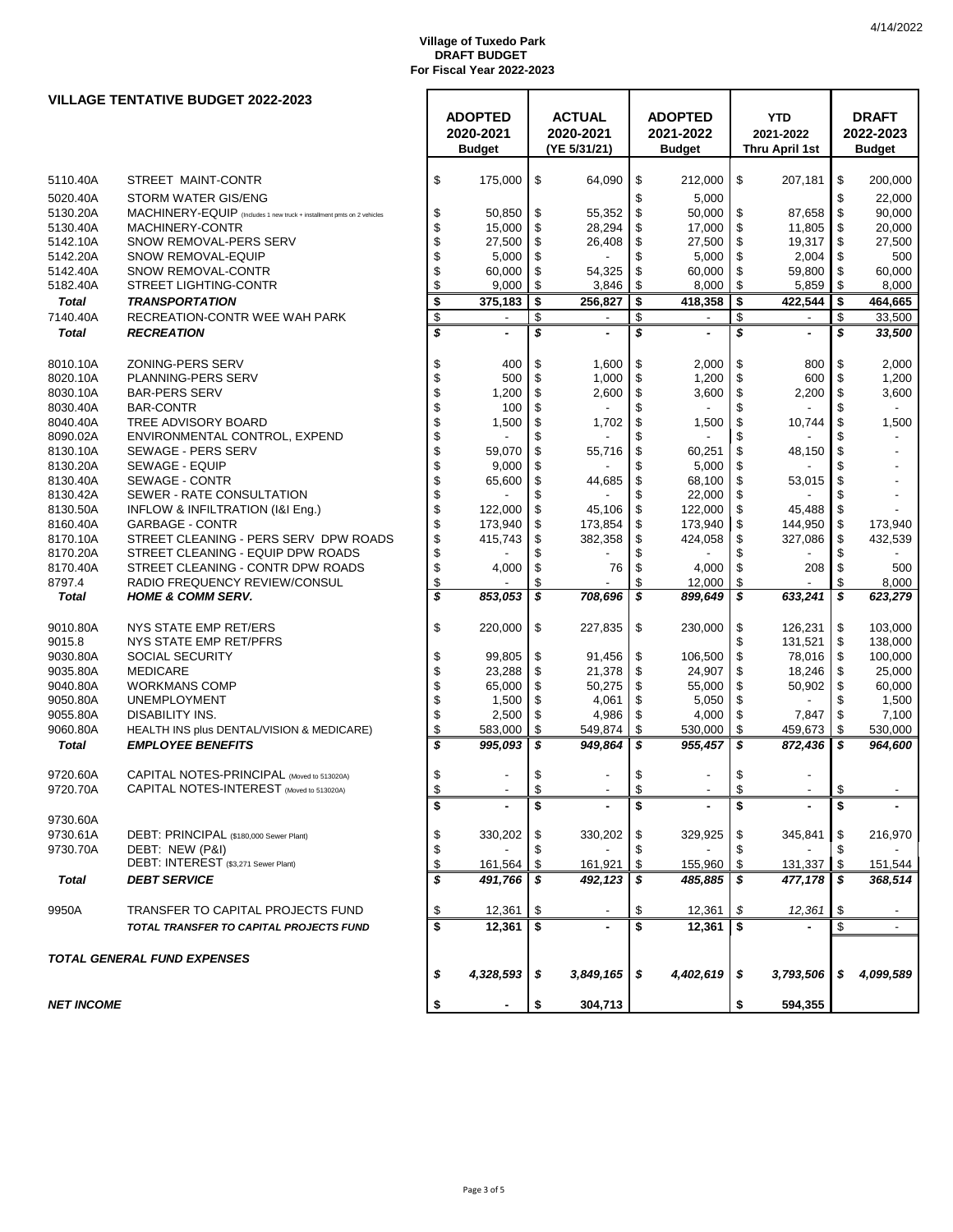4/14/2022

**Village of Tuxedo Park**
**DRAFT BUDGET**
**For Fiscal Year 2022-2023**

## VILLAGE TENTATIVE BUDGET 2022-2023

| | | ADOPTED 2020-2021 Budget | ACTUAL 2020-2021 (YE 5/31/21) | ADOPTED 2021-2022 Budget | YTD 2021-2022 Thru April 1st | DRAFT 2022-2023 Budget |
|---|---|---|---|---|---|---|
| 5110.40A | STREET MAINT-CONTR | $ 175,000 | $ 64,090 | $ 212,000 | $ 207,181 | $ 200,000 |
| 5020.40A | STORM WATER GIS/ENG | | | $ 5,000 | | $ 22,000 |
| 5130.20A | MACHINERY-EQUIP (Includes 1 new truck + installment pmts on 2 vehicles | $ 50,850 | $ 55,352 | $ 50,000 | $ 87,658 | $ 90,000 |
| 5130.40A | MACHINERY-CONTR | $ 15,000 | $ 28,294 | $ 17,000 | $ 11,805 | $ 20,000 |
| 5142.10A | SNOW REMOVAL-PERS SERV | $ 27,500 | $ 26,408 | $ 27,500 | $ 19,317 | $ 27,500 |
| 5142.20A | SNOW REMOVAL-EQUIP | $ 5,000 | $ - | $ 5,000 | $ 2,004 | $ 500 |
| 5142.40A | SNOW REMOVAL-CONTR | $ 60,000 | $ 54,325 | $ 60,000 | $ 59,800 | $ 60,000 |
| 5182.40A | STREET LIGHTING-CONTR | $ 9,000 | $ 3,846 | $ 8,000 | $ 5,859 | $ 8,000 |
| ***Total*** | ***TRANSPORTATION*** | **$ 375,183** | **$ 256,827** | **$ 418,358** | **$ 422,544** | **$ 464,665** |
| 7140.40A | RECREATION-CONTR WEE WAH PARK | $ - | $ - | $ - | $ - | $ 33,500 |
| ***Total*** | ***RECREATION*** | ***$ -*** | ***$ -*** | ***$ -*** | ***$ -*** | ***$ 33,500*** |
| 8010.10A | ZONING-PERS SERV | $ 400 | $ 1,600 | $ 2,000 | $ 800 | $ 2,000 |
| 8020.10A | PLANNING-PERS SERV | $ 500 | $ 1,000 | $ 1,200 | $ 600 | $ 1,200 |
| 8030.10A | BAR-PERS SERV | $ 1,200 | $ 2,600 | $ 3,600 | $ 2,200 | $ 3,600 |
| 8030.40A | BAR-CONTR | $ 100 | $ - | $ - | $ - | $ - |
| 8040.40A | TREE ADVISORY BOARD | $ 1,500 | $ 1,702 | $ 1,500 | $ 10,744 | $ 1,500 |
| 8090.02A | ENVIRONMENTAL CONTROL, EXPEND | $ - | $ - | $ - | $ - | $ - |
| 8130.10A | SEWAGE - PERS SERV | $ 59,070 | $ 55,716 | $ 60,251 | $ 48,150 | $ - |
| 8130.20A | SEWAGE - EQUIP | $ 9,000 | $ - | $ 5,000 | $ - | $ - |
| 8130.40A | SEWAGE - CONTR | $ 65,600 | $ 44,685 | $ 68,100 | $ 53,015 | $ - |
| 8130.42A | SEWER - RATE CONSULTATION | $ - | $ - | $ 22,000 | $ - | $ - |
| 8130.50A | INFLOW & INFILTRATION (I&I Eng.) | $ 122,000 | $ 45,106 | $ 122,000 | $ 45,488 | $ - |
| 8160.40A | GARBAGE - CONTR | $ 173,940 | $ 173,854 | $ 173,940 | $ 144,950 | $ 173,940 |
| 8170.10A | STREET CLEANING - PERS SERV DPW ROADS | $ 415,743 | $ 382,358 | $ 424,058 | $ 327,086 | $ 432,539 |
| 8170.20A | STREET CLEANING - EQUIP DPW ROADS | $ - | $ - | $ - | $ - | $ - |
| 8170.40A | STREET CLEANING - CONTR DPW ROADS | $ 4,000 | $ 76 | $ 4,000 | $ 208 | $ 500 |
| 8797.4 | RADIO FREQUENCY REVIEW/CONSUL | $ - | $ - | $ 12,000 | $ - | $ 8,000 |
| ***Total*** | ***HOME & COMM SERV.*** | ***$ 853,053*** | ***$ 708,696*** | ***$ 899,649*** | ***$ 633,241*** | ***$ 623,279*** |
| 9010.80A | NYS STATE EMP RET/ERS | $ 220,000 | $ 227,835 | $ 230,000 | $ 126,231 | $ 103,000 |
| 9015.8 | NYS STATE EMP RET/PFRS | | | | $ 131,521 | $ 138,000 |
| 9030.80A | SOCIAL SECURITY | $ 99,805 | $ 91,456 | $ 106,500 | $ 78,016 | $ 100,000 |
| 9035.80A | MEDICARE | $ 23,288 | $ 21,378 | $ 24,907 | $ 18,246 | $ 25,000 |
| 9040.80A | WORKMANS COMP | $ 65,000 | $ 50,275 | $ 55,000 | $ 50,902 | $ 60,000 |
| 9050.80A | UNEMPLOYMENT | $ 1,500 | $ 4,061 | $ 5,050 | $ - | $ 1,500 |
| 9055.80A | DISABILITY INS. | $ 2,500 | $ 4,986 | $ 4,000 | $ 7,847 | $ 7,100 |
| 9060.80A | HEALTH INS plus DENTAL/VISION & MEDICARE) | $ 583,000 | $ 549,874 | $ 530,000 | $ 459,673 | $ 530,000 |
| ***Total*** | ***EMPLOYEE BENEFITS*** | ***$ 995,093*** | ***$ 949,864*** | ***$ 955,457*** | ***$ 872,436*** | ***$ 964,600*** |
| 9720.60A | CAPITAL NOTES-PRINCIPAL (Moved to 513020A) | $ - | $ - | $ - | $ - | |
| 9720.70A | CAPITAL NOTES-INTEREST (Moved to 513020A) | $ - | $ - | $ - | $ - | $ - |
| | | **$ -** | **$ -** | **$ -** | **$ -** | **$ -** |
| 9730.60A | | | | | | |
| 9730.61A | DEBT: PRINCIPAL ($180,000 Sewer Plant) | $ 330,202 | $ 330,202 | $ 329,925 | $ 345,841 | $ 216,970 |
| 9730.70A | DEBT: NEW (P&I) | $ - | $ - | $ - | $ - | $ - |
| | DEBT: INTEREST ($3,271 Sewer Plant) | $ 161,564 | $ 161,921 | $ 155,960 | $ 131,337 | $ 151,544 |
| ***Total*** | ***DEBT SERVICE*** | ***$ 491,766*** | ***$ 492,123*** | ***$ 485,885*** | ***$ 477,178*** | ***$ 368,514*** |
| 9950A | TRANSFER TO CAPITAL PROJECTS FUND | $ 12,361 | $ - | $ 12,361 | *$ 12,361* | $ - |
| | ***TOTAL TRANSFER TO CAPITAL PROJECTS FUND*** | **$ 12,361** | **$ -** | **$ 12,361** | **$ -** | $ - |
| ***TOTAL GENERAL FUND EXPENSES*** | | ***$ 4,328,593*** | ***$ 3,849,165*** | ***$ 4,402,619*** | ***$ 3,793,506*** | ***$ 4,099,589*** |
| ***NET INCOME*** | | **$ -** | **$ 304,713** | | **$ 594,355** | |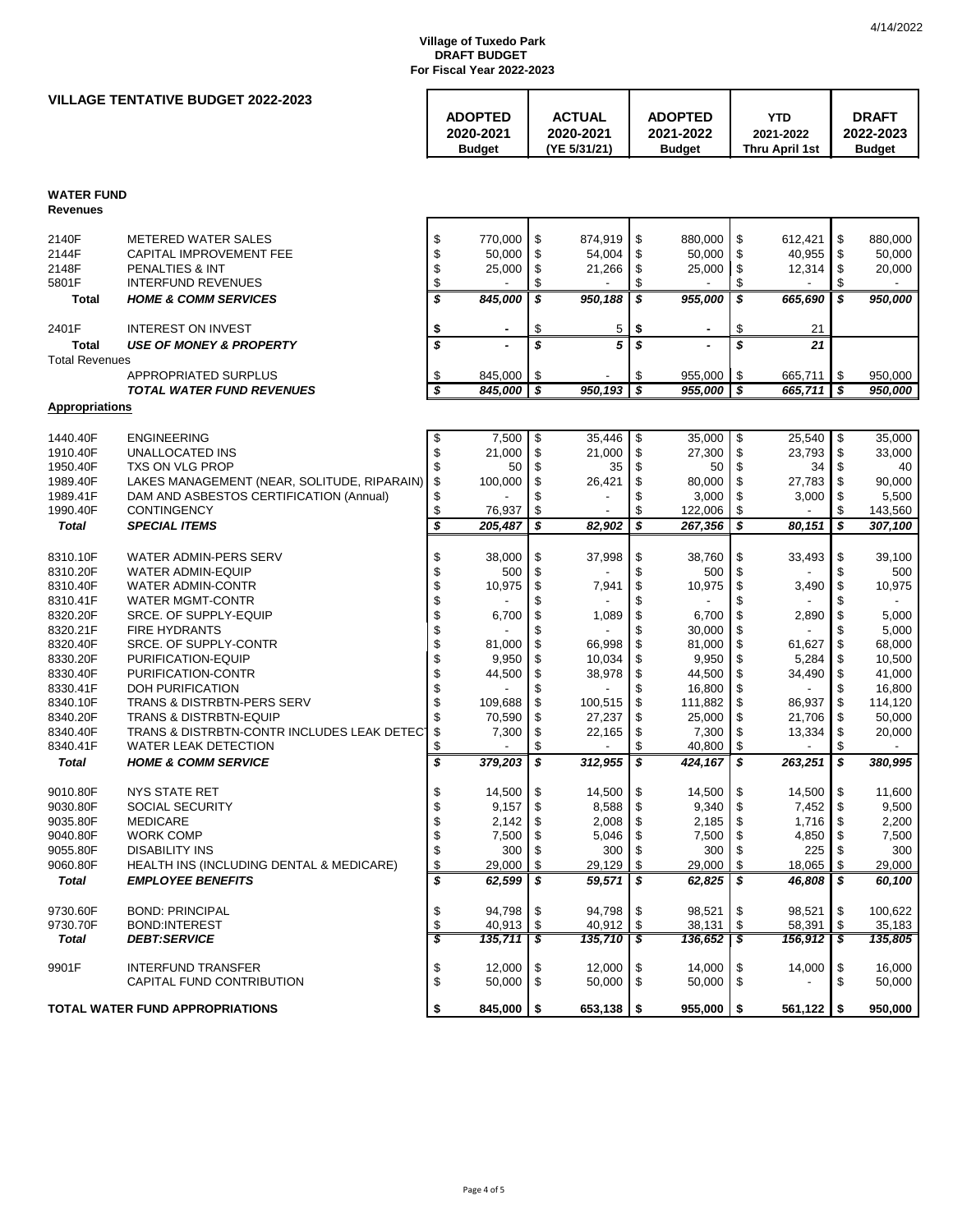**Village of Tuxedo Park**
**DRAFT BUDGET**
**For Fiscal Year 2022-2023**

4/14/2022

## VILLAGE TENTATIVE BUDGET 2022-2023

| | | ADOPTED 2020-2021 Budget | ACTUAL 2020-2021 (YE 5/31/21) | ADOPTED 2021-2022 Budget | YTD 2021-2022 Thru April 1st | DRAFT 2022-2023 Budget |
|---|---|---|---|---|---|---|
| **WATER FUND** | | | | | | |
| **Revenues** | | | | | | |
| 2140F | METERED WATER SALES | $ 770,000 | $ 874,919 | $ 880,000 | $ 612,421 | $ 880,000 |
| 2144F | CAPITAL IMPROVEMENT FEE | $ 50,000 | $ 54,004 | $ 50,000 | $ 40,955 | $ 50,000 |
| 2148F | PENALTIES & INT | $ 25,000 | $ 21,266 | $ 25,000 | $ 12,314 | $ 20,000 |
| 5801F | INTERFUND REVENUES | $ - | $ - | $ - | $ - | $ - |
| **Total** | ***HOME & COMM SERVICES*** | ***$ 845,000*** | ***$ 950,188*** | ***$ 955,000*** | ***$ 665,690*** | ***$ 950,000*** |
| 2401F | INTEREST ON INVEST | **$ -** | $ 5 | **$ -** | $ 21 | |
| **Total** | ***USE OF MONEY & PROPERTY*** | ***$ -*** | ***$ 5*** | ***$ -*** | ***$ 21*** | |
| Total Revenues | | | | | | |
| | APPROPRIATED SURPLUS | $ 845,000 | $ - | $ 955,000 | $ 665,711 | $ 950,000 |
| | ***TOTAL WATER FUND REVENUES*** | ***$ 845,000*** | ***$ 950,193*** | ***$ 955,000*** | ***$ 665,711*** | ***$ 950,000*** |
| **Appropriations** | | | | | | |
| 1440.40F | ENGINEERING | $ 7,500 | $ 35,446 | $ 35,000 | $ 25,540 | $ 35,000 |
| 1910.40F | UNALLOCATED INS | $ 21,000 | $ 21,000 | $ 27,300 | $ 23,793 | $ 33,000 |
| 1950.40F | TXS ON VLG PROP | $ 50 | $ 35 | $ 50 | $ 34 | $ 40 |
| 1989.40F | LAKES MANAGEMENT (NEAR, SOLITUDE, RIPARAIN) | $ 100,000 | $ 26,421 | $ 80,000 | $ 27,783 | $ 90,000 |
| 1989.41F | DAM AND ASBESTOS CERTIFICATION (Annual) | $ - | $ - | $ 3,000 | $ 3,000 | $ 5,500 |
| 1990.40F | CONTINGENCY | $ 76,937 | $ - | $ 122,006 | $ - | $ 143,560 |
| ***Total*** | ***SPECIAL ITEMS*** | ***$ 205,487*** | ***$ 82,902*** | ***$ 267,356*** | ***$ 80,151*** | ***$ 307,100*** |
| 8310.10F | WATER ADMIN-PERS SERV | $ 38,000 | $ 37,998 | $ 38,760 | $ 33,493 | $ 39,100 |
| 8310.20F | WATER ADMIN-EQUIP | $ 500 | $ - | $ 500 | $ - | $ 500 |
| 8310.40F | WATER ADMIN-CONTR | $ 10,975 | $ 7,941 | $ 10,975 | $ 3,490 | $ 10,975 |
| 8310.41F | WATER MGMT-CONTR | $ - | $ - | $ - | $ - | $ - |
| 8320.20F | SRCE. OF SUPPLY-EQUIP | $ 6,700 | $ 1,089 | $ 6,700 | $ 2,890 | $ 5,000 |
| 8320.21F | FIRE HYDRANTS | $ - | $ - | $ 30,000 | $ - | $ 5,000 |
| 8320.40F | SRCE. OF SUPPLY-CONTR | $ 81,000 | $ 66,998 | $ 81,000 | $ 61,627 | $ 68,000 |
| 8330.20F | PURIFICATION-EQUIP | $ 9,950 | $ 10,034 | $ 9,950 | $ 5,284 | $ 10,500 |
| 8330.40F | PURIFICATION-CONTR | $ 44,500 | $ 38,978 | $ 44,500 | $ 34,490 | $ 41,000 |
| 8330.41F | DOH PURIFICATION | $ - | $ - | $ 16,800 | $ - | $ 16,800 |
| 8340.10F | TRANS & DISTRBTN-PERS SERV | $ 109,688 | $ 100,515 | $ 111,882 | $ 86,937 | $ 114,120 |
| 8340.20F | TRANS & DISTRBTN-EQUIP | $ 70,590 | $ 27,237 | $ 25,000 | $ 21,706 | $ 50,000 |
| 8340.40F | TRANS & DISTRBTN-CONTR INCLUDES LEAK DETECT | $ 7,300 | $ 22,165 | $ 7,300 | $ 13,334 | $ 20,000 |
| 8340.41F | WATER LEAK DETECTION | $ - | $ - | $ 40,800 | $ - | $ - |
| ***Total*** | ***HOME & COMM SERVICE*** | ***$ 379,203*** | ***$ 312,955*** | ***$ 424,167*** | ***$ 263,251*** | ***$ 380,995*** |
| 9010.80F | NYS STATE RET | $ 14,500 | $ 14,500 | $ 14,500 | $ 14,500 | $ 11,600 |
| 9030.80F | SOCIAL SECURITY | $ 9,157 | $ 8,588 | $ 9,340 | $ 7,452 | $ 9,500 |
| 9035.80F | MEDICARE | $ 2,142 | $ 2,008 | $ 2,185 | $ 1,716 | $ 2,200 |
| 9040.80F | WORK COMP | $ 7,500 | $ 5,046 | $ 7,500 | $ 4,850 | $ 7,500 |
| 9055.80F | DISABILITY INS | $ 300 | $ 300 | $ 300 | $ 225 | $ 300 |
| 9060.80F | HEALTH INS (INCLUDING DENTAL & MEDICARE) | $ 29,000 | $ 29,129 | $ 29,000 | $ 18,065 | $ 29,000 |
| ***Total*** | ***EMPLOYEE BENEFITS*** | ***$ 62,599*** | ***$ 59,571*** | ***$ 62,825*** | ***$ 46,808*** | ***$ 60,100*** |
| 9730.60F | BOND: PRINCIPAL | $ 94,798 | $ 94,798 | $ 98,521 | $ 98,521 | $ 100,622 |
| 9730.70F | BOND:INTEREST | $ 40,913 | $ 40,912 | $ 38,131 | $ 58,391 | $ 35,183 |
| ***Total*** | ***DEBT:SERVICE*** | ***$ 135,711*** | ***$ 135,710*** | ***$ 136,652*** | ***$ 156,912*** | ***$ 135,805*** |
| 9901F | INTERFUND TRANSFER | $ 12,000 | $ 12,000 | $ 14,000 | $ 14,000 | $ 16,000 |
| | CAPITAL FUND CONTRIBUTION | $ 50,000 | $ 50,000 | $ 50,000 | $ - | $ 50,000 |
| **TOTAL WATER FUND APPROPRIATIONS** | | **$ 845,000** | **$ 653,138** | **$ 955,000** | **$ 561,122** | **$ 950,000** |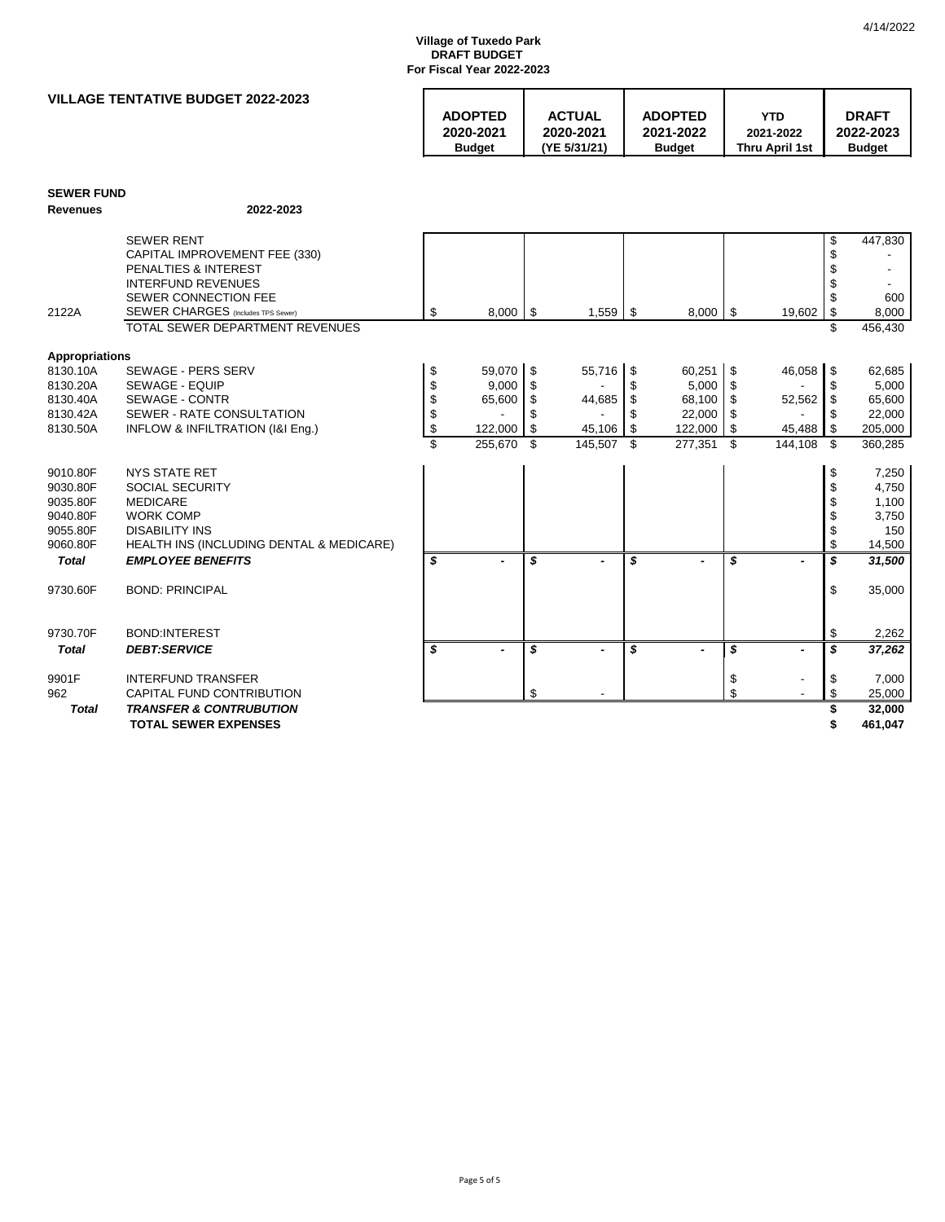**Village of Tuxedo Park**
**DRAFT BUDGET**
**For Fiscal Year 2022-2023**

## VILLAGE TENTATIVE BUDGET 2022-2023

| | | ADOPTED 2020-2021 Budget | ACTUAL 2020-2021 (YE 5/31/21) | ADOPTED 2021-2022 Budget | YTD 2021-2022 Thru April 1st | DRAFT 2022-2023 Budget |
|---|---|---|---|---|---|---|
| **SEWER FUND** | | | | | | |
| **Revenues** | **2022-2023** | | | | | |
| | SEWER RENT | | | | | $ 447,830 |
| | CAPITAL IMPROVEMENT FEE (330) | | | | | $ - |
| | PENALTIES & INTEREST | | | | | $ - |
| | INTERFUND REVENUES | | | | | $ - |
| | SEWER CONNECTION FEE | | | | | $ 600 |
| 2122A | SEWER CHARGES (Includes TPS Sewer) | $ 8,000 | $ 1,559 | $ 8,000 | $ 19,602 | $ 8,000 |
| | TOTAL SEWER DEPARTMENT REVENUES | | | | | $ 456,430 |
| **Appropriations** | | | | | | |
| 8130.10A | SEWAGE - PERS SERV | $ 59,070 | $ 55,716 | $ 60,251 | $ 46,058 | $ 62,685 |
| 8130.20A | SEWAGE - EQUIP | $ 9,000 | $ - | $ 5,000 | $ - | $ 5,000 |
| 8130.40A | SEWAGE - CONTR | $ 65,600 | $ 44,685 | $ 68,100 | $ 52,562 | $ 65,600 |
| 8130.42A | SEWER - RATE CONSULTATION | $ - | $ - | $ 22,000 | $ - | $ 22,000 |
| 8130.50A | INFLOW & INFILTRATION (I&I Eng.) | $ 122,000 | $ 45,106 | $ 122,000 | $ 45,488 | $ 205,000 |
| | | $ 255,670 | $ 145,507 | $ 277,351 | $ 144,108 | $ 360,285 |
| 9010.80F | NYS STATE RET | | | | | $ 7,250 |
| 9030.80F | SOCIAL SECURITY | | | | | $ 4,750 |
| 9035.80F | MEDICARE | | | | | $ 1,100 |
| 9040.80F | WORK COMP | | | | | $ 3,750 |
| 9055.80F | DISABILITY INS | | | | | $ 150 |
| 9060.80F | HEALTH INS (INCLUDING DENTAL & MEDICARE) | | | | | $ 14,500 |
| ***Total*** | ***EMPLOYEE BENEFITS*** | ***$ -*** | ***$ -*** | ***$ -*** | ***$ -*** | ***$ 31,500*** |
| 9730.60F | BOND: PRINCIPAL | | | | | $ 35,000 |
| 9730.70F | BOND:INTEREST | | | | | $ 2,262 |
| ***Total*** | ***DEBT:SERVICE*** | ***$ -*** | ***$ -*** | ***$ -*** | ***$ -*** | ***$ 37,262*** |
| 9901F | INTERFUND TRANSFER | | | | $ - | $ 7,000 |
| 962 | CAPITAL FUND CONTRIBUTION | | $ - | | $ - | $ 25,000 |
| ***Total*** | ***TRANSFER & CONTRUBUTION*** | | | | | **$ 32,000** |
| | **TOTAL SEWER EXPENSES** | | | | | **$ 461,047** |